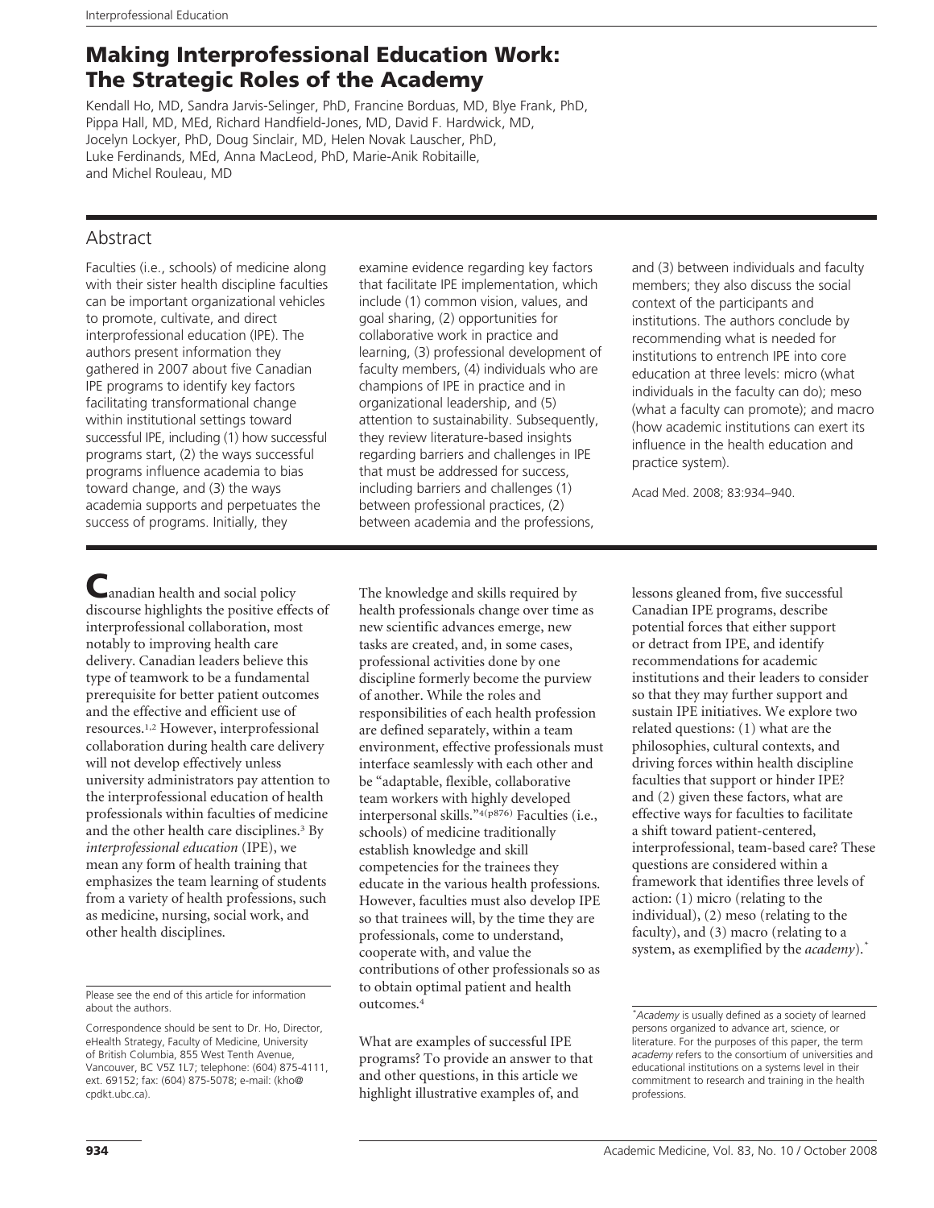# Making Interprofessional Education Work: The Strategic Roles of the Academy

Kendall Ho, MD, Sandra Jarvis-Selinger, PhD, Francine Borduas, MD, Blye Frank, PhD, Pippa Hall, MD, MEd, Richard Handfield-Jones, MD, David F. Hardwick, MD, Jocelyn Lockyer, PhD, Doug Sinclair, MD, Helen Novak Lauscher, PhD, Luke Ferdinands, MEd, Anna MacLeod, PhD, Marie-Anik Robitaille, and Michel Rouleau, MD

## Abstract

Faculties (i.e., schools) of medicine along with their sister health discipline faculties can be important organizational vehicles to promote, cultivate, and direct interprofessional education (IPE). The authors present information they gathered in 2007 about five Canadian IPE programs to identify key factors facilitating transformational change within institutional settings toward successful IPE, including (1) how successful programs start, (2) the ways successful programs influence academia to bias toward change, and (3) the ways academia supports and perpetuates the success of programs. Initially, they examine evidence regarding key factors that facilitate IPE implementation, which include (1) common vision, values, and goal sharing, (2) opportunities for collaborative work in practice and learning, (3) professional development of faculty members, (4) individuals who are champions of IPE in practice and in organizational leadership, and (5) attention to sustainability. Subsequently, they review literature-based insights regarding barriers and challenges in IPE that must be addressed for success, including barriers and challenges (1) between professional practices, (2) between academia and the professions, and (3) between individuals and faculty members; they also discuss the social context of the participants and institutions. The authors conclude by recommending what is needed for institutions to entrench IPE into core education at three levels: micro (what individuals in the faculty can do); meso (what a faculty can promote); and macro (how academic institutions can exert its influence in the health education and practice system).

Acad Med. 2008; 83:934–940.

Canadian health and social policy discourse highlights the positive effects of interprofessional collaboration, most notably to improving health care delivery. Canadian leaders believe this type of teamwork to be a fundamental prerequisite for better patient outcomes and the effective and efficient use of resources.[1,2] However, interprofessional collaboration during health care delivery will not develop effectively unless university administrators pay attention to the interprofessional education of health professionals within faculties of medicine and the other health care disciplines.[3] By *interprofessional education* (IPE), we mean any form of health training that emphasizes the team learning of students from a variety of health professions, such as medicine, nursing, social work, and other health disciplines.

The knowledge and skills required by health professionals change over time as new scientific advances emerge, new tasks are created, and, in some cases, professional activities done by one discipline formerly become the purview of another. While the roles and responsibilities of each health profession are defined separately, within a team environment, effective professionals must interface seamlessly with each other and be "adaptable, flexible, collaborative team workers with highly developed interpersonal skills."[4(p876)] Faculties (i.e., schools) of medicine traditionally establish knowledge and skill competencies for the trainees they educate in the various health professions. However, faculties must also develop IPE so that trainees will, by the time they are professionals, come to understand, cooperate with, and value the contributions of other professionals so as to obtain optimal patient and health outcomes.[4]

What are examples of successful IPE programs? To provide an answer to that and other questions, in this article we highlight illustrative examples of, and lessons gleaned from, five successful Canadian IPE programs, describe potential forces that either support or detract from IPE, and identify recommendations for academic institutions and their leaders to consider so that they may further support and sustain IPE initiatives. We explore two related questions: (1) what are the philosophies, cultural contexts, and driving forces within health discipline faculties that support or hinder IPE? and (2) given these factors, what are effective ways for faculties to facilitate a shift toward patient-centered, interprofessional, team-based care? These questions are considered within a framework that identifies three levels of action: (1) micro (relating to the individual), (2) meso (relating to the faculty), and (3) macro (relating to a system, as exemplified by the *academy*).*

Please see the end of this article for information about the authors.

Correspondence should be sent to Dr. Ho, Director, eHealth Strategy, Faculty of Medicine, University of British Columbia, 855 West Tenth Avenue, Vancouver, BC V5Z 1L7; telephone: (604) 875-4111, ext. 69152; fax: (604) 875-5078; e-mail: (kho@cpdkt.ubc.ca).

\* *Academy* is usually defined as a society of learned persons organized to advance art, science, or literature. For the purposes of this paper, the term *academy* refers to the consortium of universities and educational institutions on a systems level in their commitment to research and training in the health professions.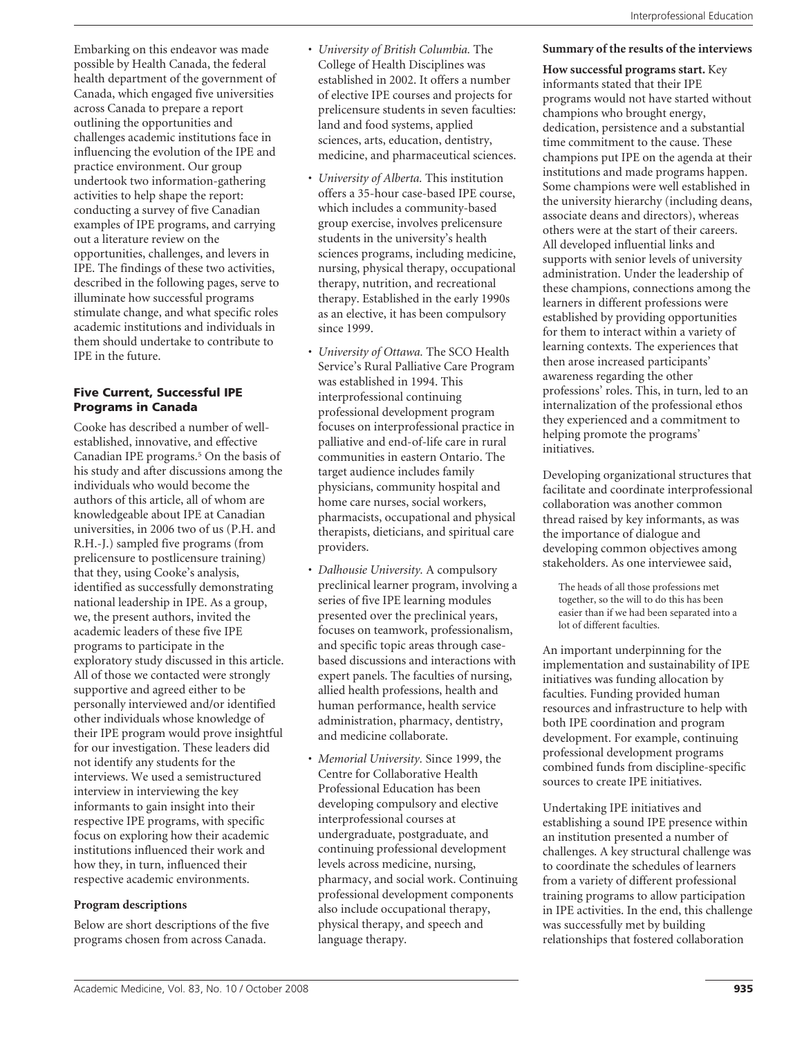Embarking on this endeavor was made possible by Health Canada, the federal health department of the government of Canada, which engaged five universities across Canada to prepare a report outlining the opportunities and challenges academic institutions face in influencing the evolution of the IPE and practice environment. Our group undertook two information-gathering activities to help shape the report: conducting a survey of five Canadian examples of IPE programs, and carrying out a literature review on the opportunities, challenges, and levers in IPE. The findings of these two activities, described in the following pages, serve to illuminate how successful programs stimulate change, and what specific roles academic institutions and individuals in them should undertake to contribute to IPE in the future.

## Five Current, Successful IPE Programs in Canada

Cooke has described a number of well-established, innovative, and effective Canadian IPE programs.[5] On the basis of his study and after discussions among the individuals who would become the authors of this article, all of whom are knowledgeable about IPE at Canadian universities, in 2006 two of us (P.H. and R.H.-J.) sampled five programs (from prelicensure to postlicensure training) that they, using Cooke's analysis, identified as successfully demonstrating national leadership in IPE. As a group, we, the present authors, invited the academic leaders of these five IPE programs to participate in the exploratory study discussed in this article. All of those we contacted were strongly supportive and agreed either to be personally interviewed and/or identified other individuals whose knowledge of their IPE program would prove insightful for our investigation. These leaders did not identify any students for the interviews. We used a semistructured interview in interviewing the key informants to gain insight into their respective IPE programs, with specific focus on exploring how their academic institutions influenced their work and how they, in turn, influenced their respective academic environments.

### Program descriptions

Below are short descriptions of the five programs chosen from across Canada.

- *University of British Columbia.* The College of Health Disciplines was established in 2002. It offers a number of elective IPE courses and projects for prelicensure students in seven faculties: land and food systems, applied sciences, arts, education, dentistry, medicine, and pharmaceutical sciences.
- *University of Alberta.* This institution offers a 35-hour case-based IPE course, which includes a community-based group exercise, involves prelicensure students in the university's health sciences programs, including medicine, nursing, physical therapy, occupational therapy, nutrition, and recreational therapy. Established in the early 1990s as an elective, it has been compulsory since 1999.
- *University of Ottawa.* The SCO Health Service's Rural Palliative Care Program was established in 1994. This interprofessional continuing professional development program focuses on interprofessional practice in palliative and end-of-life care in rural communities in eastern Ontario. The target audience includes family physicians, community hospital and home care nurses, social workers, pharmacists, occupational and physical therapists, dieticians, and spiritual care providers.
- *Dalhousie University.* A compulsory preclinical learner program, involving a series of five IPE learning modules presented over the preclinical years, focuses on teamwork, professionalism, and specific topic areas through case-based discussions and interactions with expert panels. The faculties of nursing, allied health professions, health and human performance, health service administration, pharmacy, dentistry, and medicine collaborate.
- *Memorial University.* Since 1999, the Centre for Collaborative Health Professional Education has been developing compulsory and elective interprofessional courses at undergraduate, postgraduate, and continuing professional development levels across medicine, nursing, pharmacy, and social work. Continuing professional development components also include occupational therapy, physical therapy, and speech and language therapy.

### Summary of the results of the interviews

**How successful programs start.** Key informants stated that their IPE programs would not have started without champions who brought energy, dedication, persistence and a substantial time commitment to the cause. These champions put IPE on the agenda at their institutions and made programs happen. Some champions were well established in the university hierarchy (including deans, associate deans and directors), whereas others were at the start of their careers. All developed influential links and supports with senior levels of university administration. Under the leadership of these champions, connections among the learners in different professions were established by providing opportunities for them to interact within a variety of learning contexts. The experiences that then arose increased participants' awareness regarding the other professions' roles. This, in turn, led to an internalization of the professional ethos they experienced and a commitment to helping promote the programs' initiatives.

Developing organizational structures that facilitate and coordinate interprofessional collaboration was another common thread raised by key informants, as was the importance of dialogue and developing common objectives among stakeholders. As one interviewee said,

> The heads of all those professions met together, so the will to do this has been easier than if we had been separated into a lot of different faculties.

An important underpinning for the implementation and sustainability of IPE initiatives was funding allocation by faculties. Funding provided human resources and infrastructure to help with both IPE coordination and program development. For example, continuing professional development programs combined funds from discipline-specific sources to create IPE initiatives.

Undertaking IPE initiatives and establishing a sound IPE presence within an institution presented a number of challenges. A key structural challenge was to coordinate the schedules of learners from a variety of different professional training programs to allow participation in IPE activities. In the end, this challenge was successfully met by building relationships that fostered collaboration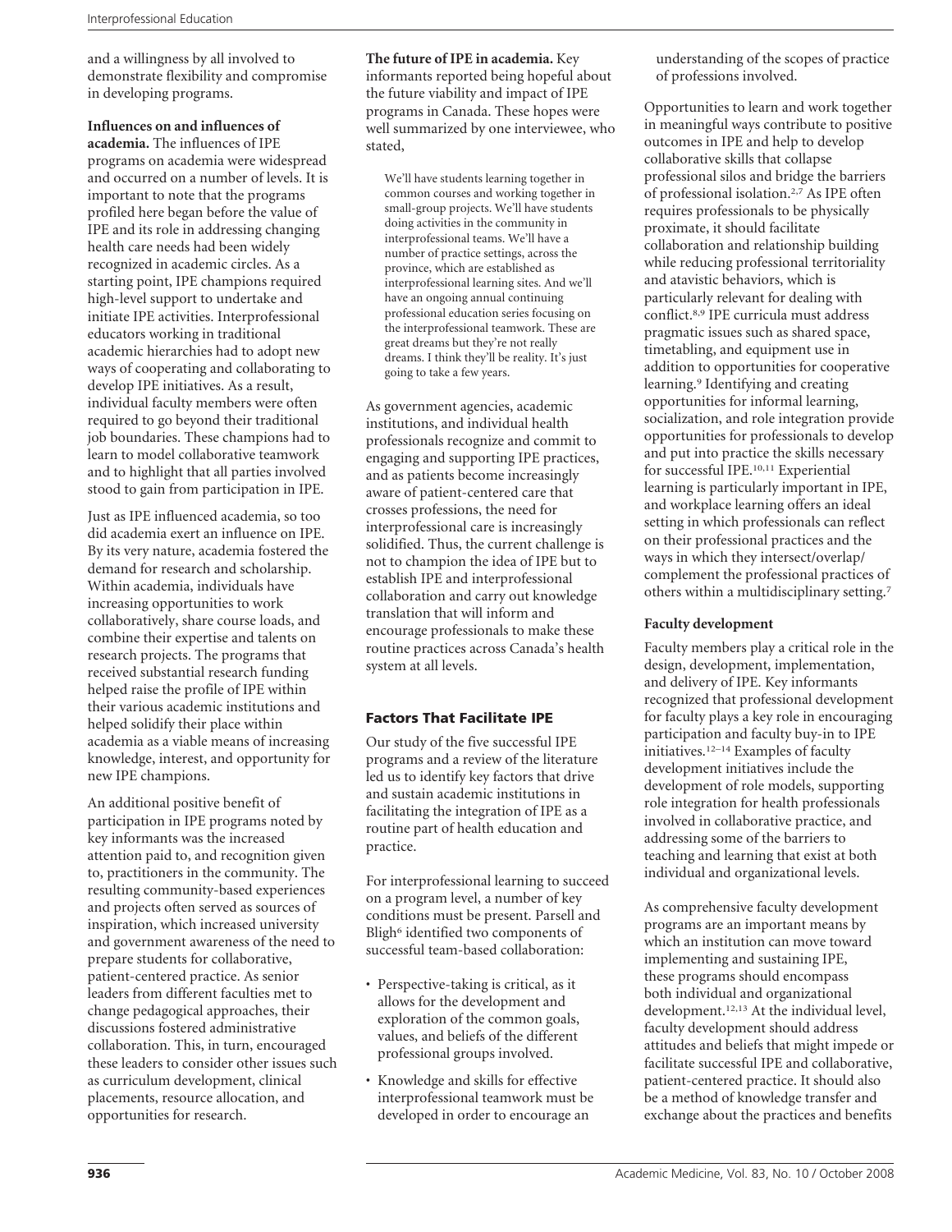and a willingness by all involved to demonstrate flexibility and compromise in developing programs.

**Influences on and influences of academia.** The influences of IPE programs on academia were widespread and occurred on a number of levels. It is important to note that the programs profiled here began before the value of IPE and its role in addressing changing health care needs had been widely recognized in academic circles. As a starting point, IPE champions required high-level support to undertake and initiate IPE activities. Interprofessional educators working in traditional academic hierarchies had to adopt new ways of cooperating and collaborating to develop IPE initiatives. As a result, individual faculty members were often required to go beyond their traditional job boundaries. These champions had to learn to model collaborative teamwork and to highlight that all parties involved stood to gain from participation in IPE.

Just as IPE influenced academia, so too did academia exert an influence on IPE. By its very nature, academia fostered the demand for research and scholarship. Within academia, individuals have increasing opportunities to work collaboratively, share course loads, and combine their expertise and talents on research projects. The programs that received substantial research funding helped raise the profile of IPE within their various academic institutions and helped solidify their place within academia as a viable means of increasing knowledge, interest, and opportunity for new IPE champions.

An additional positive benefit of participation in IPE programs noted by key informants was the increased attention paid to, and recognition given to, practitioners in the community. The resulting community-based experiences and projects often served as sources of inspiration, which increased university and government awareness of the need to prepare students for collaborative, patient-centered practice. As senior leaders from different faculties met to change pedagogical approaches, their discussions fostered administrative collaboration. This, in turn, encouraged these leaders to consider other issues such as curriculum development, clinical placements, resource allocation, and opportunities for research.

**The future of IPE in academia.** Key informants reported being hopeful about the future viability and impact of IPE programs in Canada. These hopes were well summarized by one interviewee, who stated,

> We'll have students learning together in common courses and working together in small-group projects. We'll have students doing activities in the community in interprofessional teams. We'll have a number of practice settings, across the province, which are established as interprofessional learning sites. And we'll have an ongoing annual continuing professional education series focusing on the interprofessional teamwork. These are great dreams but they're not really dreams. I think they'll be reality. It's just going to take a few years.

As government agencies, academic institutions, and individual health professionals recognize and commit to engaging and supporting IPE practices, and as patients become increasingly aware of patient-centered care that crosses professions, the need for interprofessional care is increasingly solidified. Thus, the current challenge is not to champion the idea of IPE but to establish IPE and interprofessional collaboration and carry out knowledge translation that will inform and encourage professionals to make these routine practices across Canada's health system at all levels.

## Factors That Facilitate IPE

Our study of the five successful IPE programs and a review of the literature led us to identify key factors that drive and sustain academic institutions in facilitating the integration of IPE as a routine part of health education and practice.

For interprofessional learning to succeed on a program level, a number of key conditions must be present. Parsell and Bligh[6] identified two components of successful team-based collaboration:

- Perspective-taking is critical, as it allows for the development and exploration of the common goals, values, and beliefs of the different professional groups involved.
- Knowledge and skills for effective interprofessional teamwork must be developed in order to encourage an understanding of the scopes of practice of professions involved.

Opportunities to learn and work together in meaningful ways contribute to positive outcomes in IPE and help to develop collaborative skills that collapse professional silos and bridge the barriers of professional isolation.[2,7] As IPE often requires professionals to be physically proximate, it should facilitate collaboration and relationship building while reducing professional territoriality and atavistic behaviors, which is particularly relevant for dealing with conflict.[8,9] IPE curricula must address pragmatic issues such as shared space, timetabling, and equipment use in addition to opportunities for cooperative learning.[9] Identifying and creating opportunities for informal learning, socialization, and role integration provide opportunities for professionals to develop and put into practice the skills necessary for successful IPE.[10,11] Experiential learning is particularly important in IPE, and workplace learning offers an ideal setting in which professionals can reflect on their professional practices and the ways in which they intersect/overlap/complement the professional practices of others within a multidisciplinary setting.[7]

### Faculty development

Faculty members play a critical role in the design, development, implementation, and delivery of IPE. Key informants recognized that professional development for faculty plays a key role in encouraging participation and faculty buy-in to IPE initiatives.[12–14] Examples of faculty development initiatives include the development of role models, supporting role integration for health professionals involved in collaborative practice, and addressing some of the barriers to teaching and learning that exist at both individual and organizational levels.

As comprehensive faculty development programs are an important means by which an institution can move toward implementing and sustaining IPE, these programs should encompass both individual and organizational development.[12,13] At the individual level, faculty development should address attitudes and beliefs that might impede or facilitate successful IPE and collaborative, patient-centered practice. It should also be a method of knowledge transfer and exchange about the practices and benefits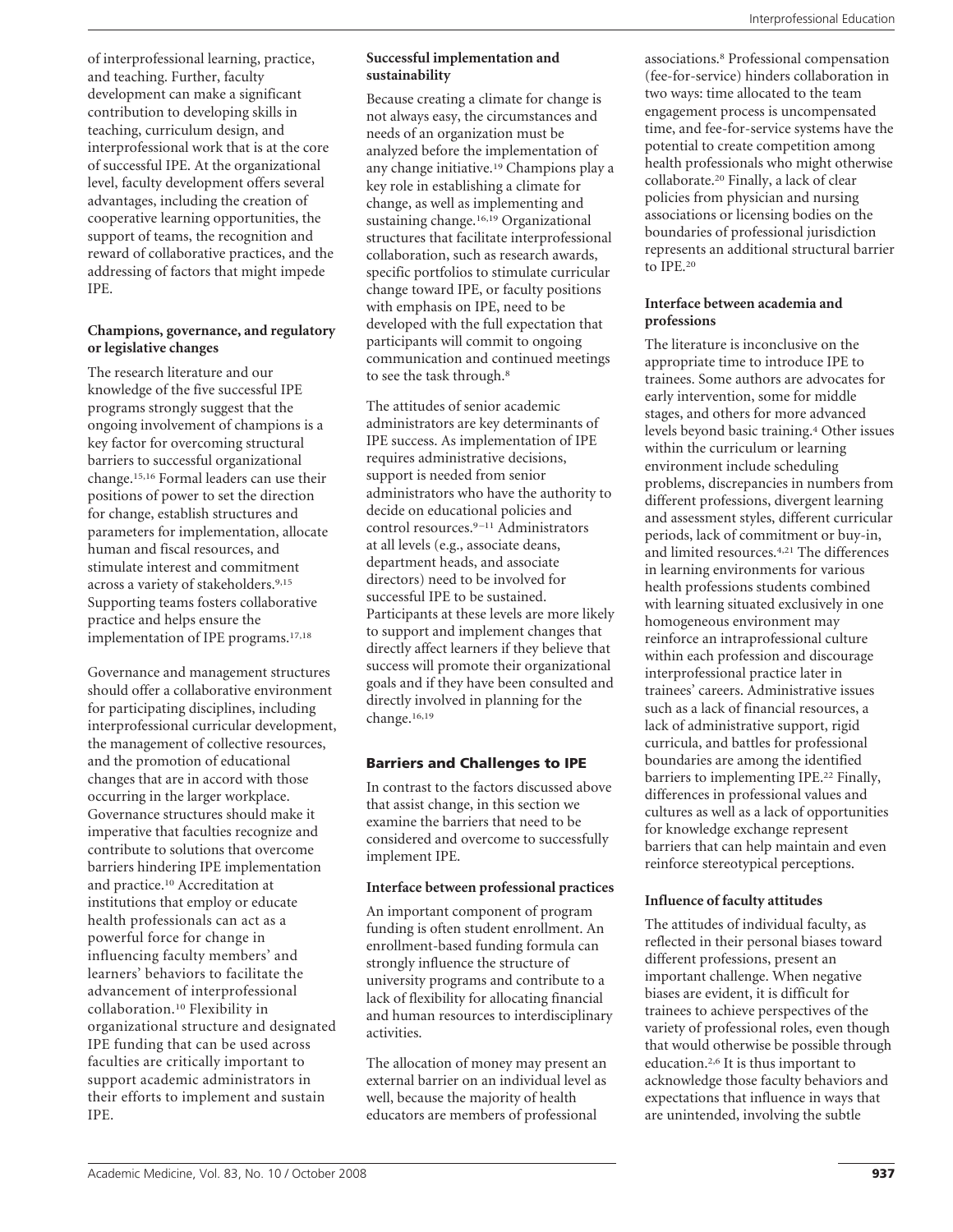of interprofessional learning, practice, and teaching. Further, faculty development can make a significant contribution to developing skills in teaching, curriculum design, and interprofessional work that is at the core of successful IPE. At the organizational level, faculty development offers several advantages, including the creation of cooperative learning opportunities, the support of teams, the recognition and reward of collaborative practices, and the addressing of factors that might impede IPE.

**Champions, governance, and regulatory or legislative changes**

The research literature and our knowledge of the five successful IPE programs strongly suggest that the ongoing involvement of champions is a key factor for overcoming structural barriers to successful organizational change.[15,16] Formal leaders can use their positions of power to set the direction for change, establish structures and parameters for implementation, allocate human and fiscal resources, and stimulate interest and commitment across a variety of stakeholders.[9,15] Supporting teams fosters collaborative practice and helps ensure the implementation of IPE programs.[17,18]

Governance and management structures should offer a collaborative environment for participating disciplines, including interprofessional curricular development, the management of collective resources, and the promotion of educational changes that are in accord with those occurring in the larger workplace. Governance structures should make it imperative that faculties recognize and contribute to solutions that overcome barriers hindering IPE implementation and practice.[10] Accreditation at institutions that employ or educate health professionals can act as a powerful force for change in influencing faculty members' and learners' behaviors to facilitate the advancement of interprofessional collaboration.[10] Flexibility in organizational structure and designated IPE funding that can be used across faculties are critically important to support academic administrators in their efforts to implement and sustain IPE.

**Successful implementation and sustainability**

Because creating a climate for change is not always easy, the circumstances and needs of an organization must be analyzed before the implementation of any change initiative.[19] Champions play a key role in establishing a climate for change, as well as implementing and sustaining change.[16,19] Organizational structures that facilitate interprofessional collaboration, such as research awards, specific portfolios to stimulate curricular change toward IPE, or faculty positions with emphasis on IPE, need to be developed with the full expectation that participants will commit to ongoing communication and continued meetings to see the task through.[8]

The attitudes of senior academic administrators are key determinants of IPE success. As implementation of IPE requires administrative decisions, support is needed from senior administrators who have the authority to decide on educational policies and control resources.[9–11] Administrators at all levels (e.g., associate deans, department heads, and associate directors) need to be involved for successful IPE to be sustained. Participants at these levels are more likely to support and implement changes that directly affect learners if they believe that success will promote their organizational goals and if they have been consulted and directly involved in planning for the change.[16,19]

## Barriers and Challenges to IPE

In contrast to the factors discussed above that assist change, in this section we examine the barriers that need to be considered and overcome to successfully implement IPE.

**Interface between professional practices**

An important component of program funding is often student enrollment. An enrollment-based funding formula can strongly influence the structure of university programs and contribute to a lack of flexibility for allocating financial and human resources to interdisciplinary activities.

The allocation of money may present an external barrier on an individual level as well, because the majority of health educators are members of professional associations.[8] Professional compensation (fee-for-service) hinders collaboration in two ways: time allocated to the team engagement process is uncompensated time, and fee-for-service systems have the potential to create competition among health professionals who might otherwise collaborate.[20] Finally, a lack of clear policies from physician and nursing associations or licensing bodies on the boundaries of professional jurisdiction represents an additional structural barrier to IPE.[20]

**Interface between academia and professions**

The literature is inconclusive on the appropriate time to introduce IPE to trainees. Some authors are advocates for early intervention, some for middle stages, and others for more advanced levels beyond basic training.[4] Other issues within the curriculum or learning environment include scheduling problems, discrepancies in numbers from different professions, divergent learning and assessment styles, different curricular periods, lack of commitment or buy-in, and limited resources.[4,21] The differences in learning environments for various health professions students combined with learning situated exclusively in one homogeneous environment may reinforce an intraprofessional culture within each profession and discourage interprofessional practice later in trainees' careers. Administrative issues such as a lack of financial resources, a lack of administrative support, rigid curricula, and battles for professional boundaries are among the identified barriers to implementing IPE.[22] Finally, differences in professional values and cultures as well as a lack of opportunities for knowledge exchange represent barriers that can help maintain and even reinforce stereotypical perceptions.

**Influence of faculty attitudes**

The attitudes of individual faculty, as reflected in their personal biases toward different professions, present an important challenge. When negative biases are evident, it is difficult for trainees to achieve perspectives of the variety of professional roles, even though that would otherwise be possible through education.[2,6] It is thus important to acknowledge those faculty behaviors and expectations that influence in ways that are unintended, involving the subtle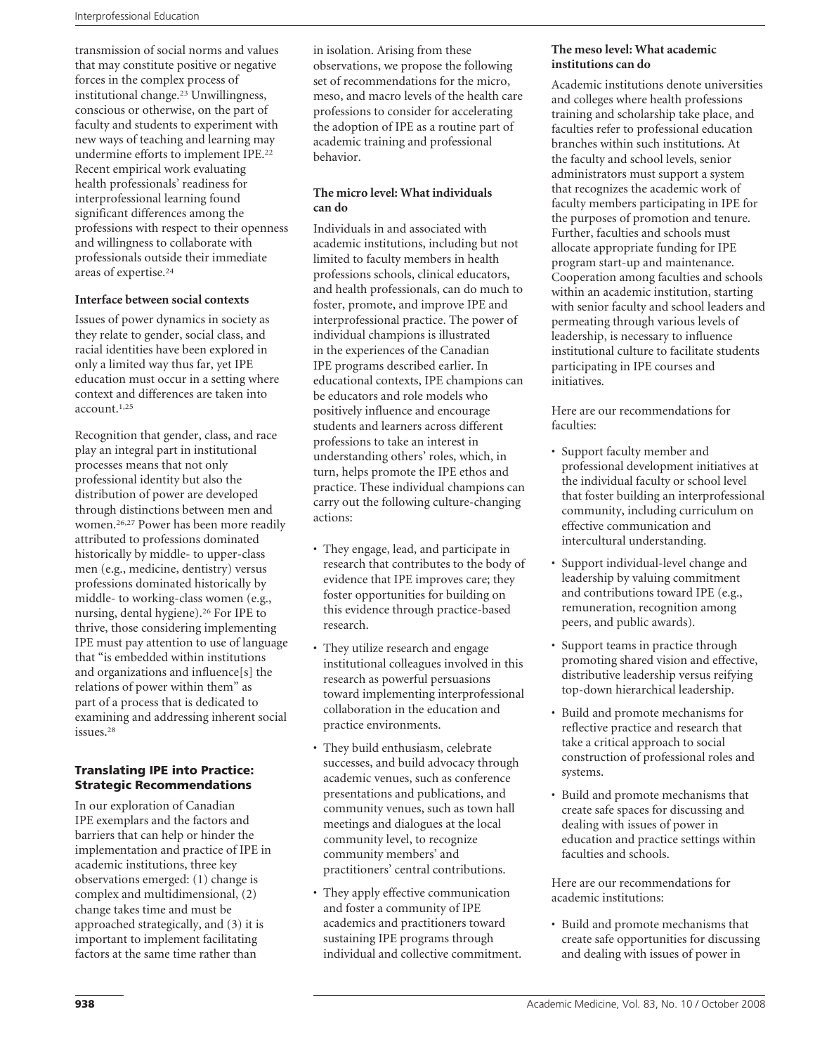transmission of social norms and values that may constitute positive or negative forces in the complex process of institutional change.[23] Unwillingness, conscious or otherwise, on the part of faculty and students to experiment with new ways of teaching and learning may undermine efforts to implement IPE.[22] Recent empirical work evaluating health professionals' readiness for interprofessional learning found significant differences among the professions with respect to their openness and willingness to collaborate with professionals outside their immediate areas of expertise.[24]

**Interface between social contexts**

Issues of power dynamics in society as they relate to gender, social class, and racial identities have been explored in only a limited way thus far, yet IPE education must occur in a setting where context and differences are taken into account.[1,25]

Recognition that gender, class, and race play an integral part in institutional processes means that not only professional identity but also the distribution of power are developed through distinctions between men and women.[26,27] Power has been more readily attributed to professions dominated historically by middle- to upper-class men (e.g., medicine, dentistry) versus professions dominated historically by middle- to working-class women (e.g., nursing, dental hygiene).[26] For IPE to thrive, those considering implementing IPE must pay attention to use of language that "is embedded within institutions and organizations and influence[s] the relations of power within them" as part of a process that is dedicated to examining and addressing inherent social issues.[28]

## Translating IPE into Practice: Strategic Recommendations

In our exploration of Canadian IPE exemplars and the factors and barriers that can help or hinder the implementation and practice of IPE in academic institutions, three key observations emerged: (1) change is complex and multidimensional, (2) change takes time and must be approached strategically, and (3) it is important to implement facilitating factors at the same time rather than in isolation. Arising from these observations, we propose the following set of recommendations for the micro, meso, and macro levels of the health care professions to consider for accelerating the adoption of IPE as a routine part of academic training and professional behavior.

**The micro level: What individuals can do**

Individuals in and associated with academic institutions, including but not limited to faculty members in health professions schools, clinical educators, and health professionals, can do much to foster, promote, and improve IPE and interprofessional practice. The power of individual champions is illustrated in the experiences of the Canadian IPE programs described earlier. In educational contexts, IPE champions can be educators and role models who positively influence and encourage students and learners across different professions to take an interest in understanding others' roles, which, in turn, helps promote the IPE ethos and practice. These individual champions can carry out the following culture-changing actions:

- They engage, lead, and participate in research that contributes to the body of evidence that IPE improves care; they foster opportunities for building on this evidence through practice-based research.
- They utilize research and engage institutional colleagues involved in this research as powerful persuasions toward implementing interprofessional collaboration in the education and practice environments.
- They build enthusiasm, celebrate successes, and build advocacy through academic venues, such as conference presentations and publications, and community venues, such as town hall meetings and dialogues at the local community level, to recognize community members' and practitioners' central contributions.
- They apply effective communication and foster a community of IPE academics and practitioners toward sustaining IPE programs through individual and collective commitment.

**The meso level: What academic institutions can do**

Academic institutions denote universities and colleges where health professions training and scholarship take place, and faculties refer to professional education branches within such institutions. At the faculty and school levels, senior administrators must support a system that recognizes the academic work of faculty members participating in IPE for the purposes of promotion and tenure. Further, faculties and schools must allocate appropriate funding for IPE program start-up and maintenance. Cooperation among faculties and schools within an academic institution, starting with senior faculty and school leaders and permeating through various levels of leadership, is necessary to influence institutional culture to facilitate students participating in IPE courses and initiatives.

Here are our recommendations for faculties:

- Support faculty member and professional development initiatives at the individual faculty or school level that foster building an interprofessional community, including curriculum on effective communication and intercultural understanding.
- Support individual-level change and leadership by valuing commitment and contributions toward IPE (e.g., remuneration, recognition among peers, and public awards).
- Support teams in practice through promoting shared vision and effective, distributive leadership versus reifying top-down hierarchical leadership.
- Build and promote mechanisms for reflective practice and research that take a critical approach to social construction of professional roles and systems.
- Build and promote mechanisms that create safe spaces for discussing and dealing with issues of power in education and practice settings within faculties and schools.

Here are our recommendations for academic institutions:

- Build and promote mechanisms that create safe opportunities for discussing and dealing with issues of power in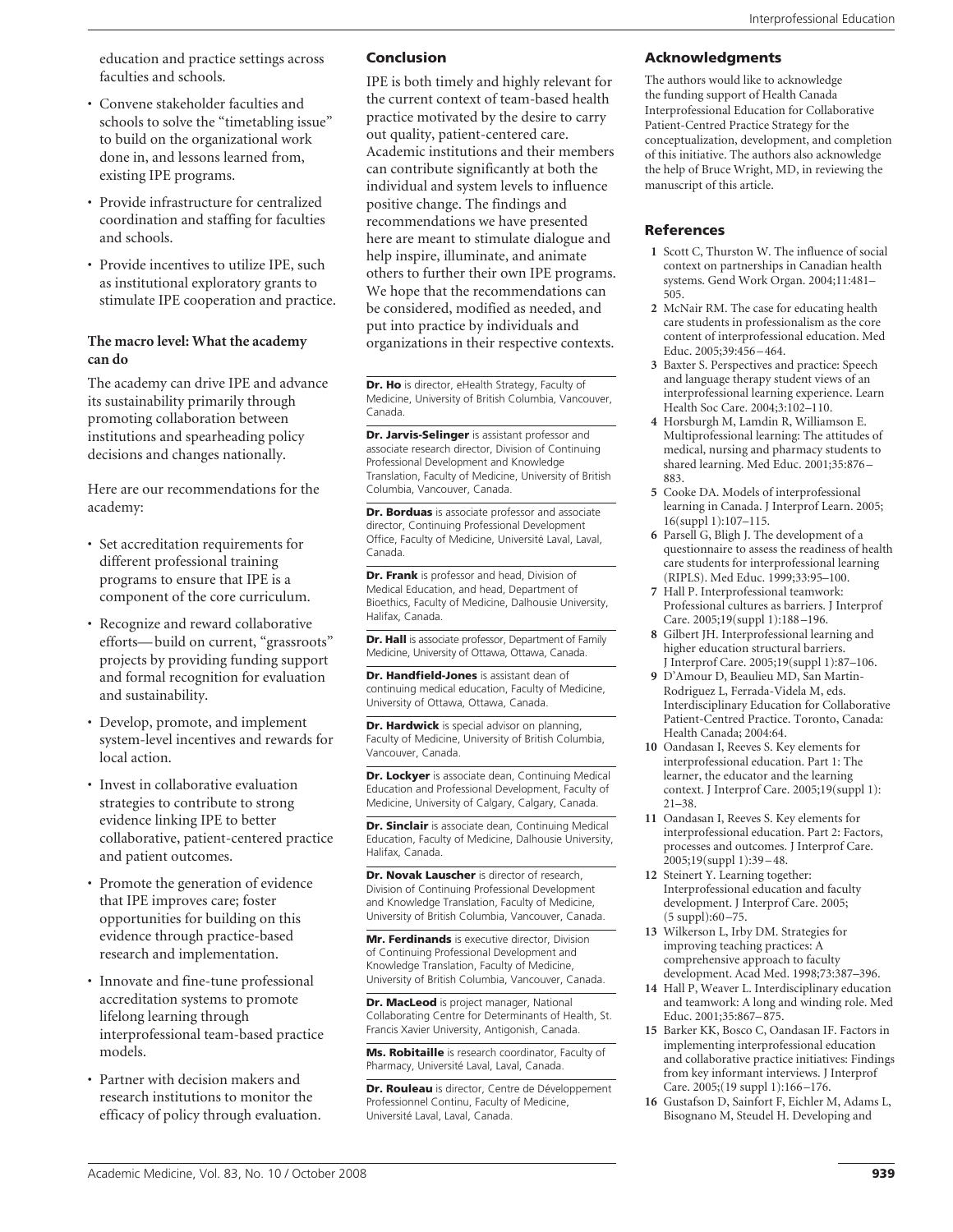education and practice settings across faculties and schools.

- Convene stakeholder faculties and schools to solve the "timetabling issue" to build on the organizational work done in, and lessons learned from, existing IPE programs.
- Provide infrastructure for centralized coordination and staffing for faculties and schools.
- Provide incentives to utilize IPE, such as institutional exploratory grants to stimulate IPE cooperation and practice.

**The macro level: What the academy can do**

The academy can drive IPE and advance its sustainability primarily through promoting collaboration between institutions and spearheading policy decisions and changes nationally.

Here are our recommendations for the academy:

- Set accreditation requirements for different professional training programs to ensure that IPE is a component of the core curriculum.
- Recognize and reward collaborative efforts—build on current, "grassroots" projects by providing funding support and formal recognition for evaluation and sustainability.
- Develop, promote, and implement system-level incentives and rewards for local action.
- Invest in collaborative evaluation strategies to contribute to strong evidence linking IPE to better collaborative, patient-centered practice and patient outcomes.
- Promote the generation of evidence that IPE improves care; foster opportunities for building on this evidence through practice-based research and implementation.
- Innovate and fine-tune professional accreditation systems to promote lifelong learning through interprofessional team-based practice models.
- Partner with decision makers and research institutions to monitor the efficacy of policy through evaluation.

## Conclusion

IPE is both timely and highly relevant for the current context of team-based health practice motivated by the desire to carry out quality, patient-centered care. Academic institutions and their members can contribute significantly at both the individual and system levels to influence positive change. The findings and recommendations we have presented here are meant to stimulate dialogue and help inspire, illuminate, and animate others to further their own IPE programs. We hope that the recommendations can be considered, modified as needed, and put into practice by individuals and organizations in their respective contexts.

**Dr. Ho** is director, eHealth Strategy, Faculty of Medicine, University of British Columbia, Vancouver, Canada.

**Dr. Jarvis-Selinger** is assistant professor and associate research director, Division of Continuing Professional Development and Knowledge Translation, Faculty of Medicine, University of British Columbia, Vancouver, Canada.

**Dr. Borduas** is associate professor and associate director, Continuing Professional Development Office, Faculty of Medicine, Université Laval, Laval, Canada.

**Dr. Frank** is professor and head, Division of Medical Education, and head, Department of Bioethics, Faculty of Medicine, Dalhousie University, Halifax, Canada.

**Dr. Hall** is associate professor, Department of Family Medicine, University of Ottawa, Ottawa, Canada.

**Dr. Handfield-Jones** is assistant dean of continuing medical education, Faculty of Medicine, University of Ottawa, Ottawa, Canada.

**Dr. Hardwick** is special advisor on planning, Faculty of Medicine, University of British Columbia, Vancouver, Canada.

**Dr. Lockyer** is associate dean, Continuing Medical Education and Professional Development, Faculty of Medicine, University of Calgary, Calgary, Canada.

**Dr. Sinclair** is associate dean, Continuing Medical Education, Faculty of Medicine, Dalhousie University, Halifax, Canada.

**Dr. Novak Lauscher** is director of research, Division of Continuing Professional Development and Knowledge Translation, Faculty of Medicine, University of British Columbia, Vancouver, Canada.

**Mr. Ferdinands** is executive director, Division of Continuing Professional Development and Knowledge Translation, Faculty of Medicine, University of British Columbia, Vancouver, Canada.

**Dr. MacLeod** is project manager, National Collaborating Centre for Determinants of Health, St. Francis Xavier University, Antigonish, Canada.

**Ms. Robitaille** is research coordinator, Faculty of Pharmacy, Université Laval, Laval, Canada.

**Dr. Rouleau** is director, Centre de Développement Professionnel Continu, Faculty of Medicine, Université Laval, Laval, Canada.

## Acknowledgments

The authors would like to acknowledge the funding support of Health Canada Interprofessional Education for Collaborative Patient-Centred Practice Strategy for the conceptualization, development, and completion of this initiative. The authors also acknowledge the help of Bruce Wright, MD, in reviewing the manuscript of this article.

## References

1. Scott C, Thurston W. The influence of social context on partnerships in Canadian health systems. Gend Work Organ. 2004;11:481–505.
2. McNair RM. The case for educating health care students in professionalism as the core content of interprofessional education. Med Educ. 2005;39:456–464.
3. Baxter S. Perspectives and practice: Speech and language therapy student views of an interprofessional learning experience. Learn Health Soc Care. 2004;3:102–110.
4. Horsburgh M, Lamdin R, Williamson E. Multiprofessional learning: The attitudes of medical, nursing and pharmacy students to shared learning. Med Educ. 2001;35:876–883.
5. Cooke DA. Models of interprofessional learning in Canada. J Interprof Learn. 2005; 16(suppl 1):107–115.
6. Parsell G, Bligh J. The development of a questionnaire to assess the readiness of health care students for interprofessional learning (RIPLS). Med Educ. 1999;33:95–100.
7. Hall P. Interprofessional teamwork: Professional cultures as barriers. J Interprof Care. 2005;19(suppl 1):188–196.
8. Gilbert JH. Interprofessional learning and higher education structural barriers. J Interprof Care. 2005;19(suppl 1):87–106.
9. D'Amour D, Beaulieu MD, San Martin-Rodriguez L, Ferrada-Videla M, eds. Interdisciplinary Education for Collaborative Patient-Centred Practice. Toronto, Canada: Health Canada; 2004:64.
10. Oandasan I, Reeves S. Key elements for interprofessional education. Part 1: The learner, the educator and the learning context. J Interprof Care. 2005;19(suppl 1): 21–38.
11. Oandasan I, Reeves S. Key elements for interprofessional education. Part 2: Factors, processes and outcomes. J Interprof Care. 2005;19(suppl 1):39–48.
12. Steinert Y. Learning together: Interprofessional education and faculty development. J Interprof Care. 2005; (5 suppl):60–75.
13. Wilkerson L, Irby DM. Strategies for improving teaching practices: A comprehensive approach to faculty development. Acad Med. 1998;73:387–396.
14. Hall P, Weaver L. Interdisciplinary education and teamwork: A long and winding role. Med Educ. 2001;35:867–875.
15. Barker KK, Bosco C, Oandasan IF. Factors in implementing interprofessional education and collaborative practice initiatives: Findings from key informant interviews. J Interprof Care. 2005;(19 suppl 1):166–176.
16. Gustafson D, Sainfort F, Eichler M, Adams L, Bisognano M, Steudel H. Developing and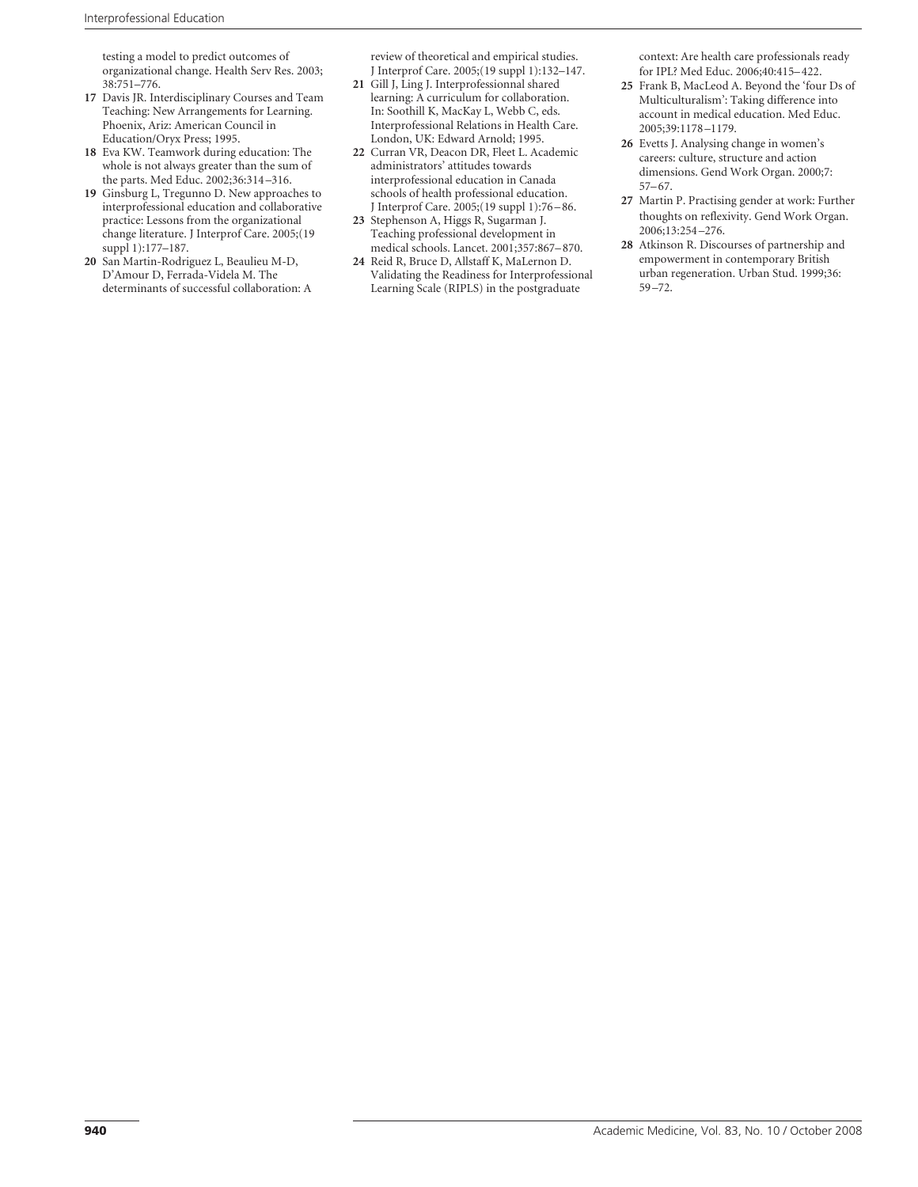testing a model to predict outcomes of organizational change. Health Serv Res. 2003; 38:751–776.

**17** Davis JR. Interdisciplinary Courses and Team Teaching: New Arrangements for Learning. Phoenix, Ariz: American Council in Education/Oryx Press; 1995.

**18** Eva KW. Teamwork during education: The whole is not always greater than the sum of the parts. Med Educ. 2002;36:314–316.

**19** Ginsburg L, Tregunno D. New approaches to interprofessional education and collaborative practice: Lessons from the organizational change literature. J Interprof Care. 2005;(19 suppl 1):177–187.

**20** San Martin-Rodriguez L, Beaulieu M-D, D'Amour D, Ferrada-Videla M. The determinants of successful collaboration: A review of theoretical and empirical studies. J Interprof Care. 2005;(19 suppl 1):132–147.

**21** Gill J, Ling J. Interprofessionnal shared learning: A curriculum for collaboration. In: Soothill K, MacKay L, Webb C, eds. Interprofessional Relations in Health Care. London, UK: Edward Arnold; 1995.

**22** Curran VR, Deacon DR, Fleet L. Academic administrators' attitudes towards interprofessional education in Canada schools of health professional education. J Interprof Care. 2005;(19 suppl 1):76–86.

**23** Stephenson A, Higgs R, Sugarman J. Teaching professional development in medical schools. Lancet. 2001;357:867–870.

**24** Reid R, Bruce D, Allstaff K, MaLernon D. Validating the Readiness for Interprofessional Learning Scale (RIPLS) in the postgraduate context: Are health care professionals ready for IPL? Med Educ. 2006;40:415–422.

**25** Frank B, MacLeod A. Beyond the 'four Ds of Multiculturalism': Taking difference into account in medical education. Med Educ. 2005;39:1178–1179.

**26** Evetts J. Analysing change in women's careers: culture, structure and action dimensions. Gend Work Organ. 2000;7: 57–67.

**27** Martin P. Practising gender at work: Further thoughts on reflexivity. Gend Work Organ. 2006;13:254–276.

**28** Atkinson R. Discourses of partnership and empowerment in contemporary British urban regeneration. Urban Stud. 1999;36: 59–72.